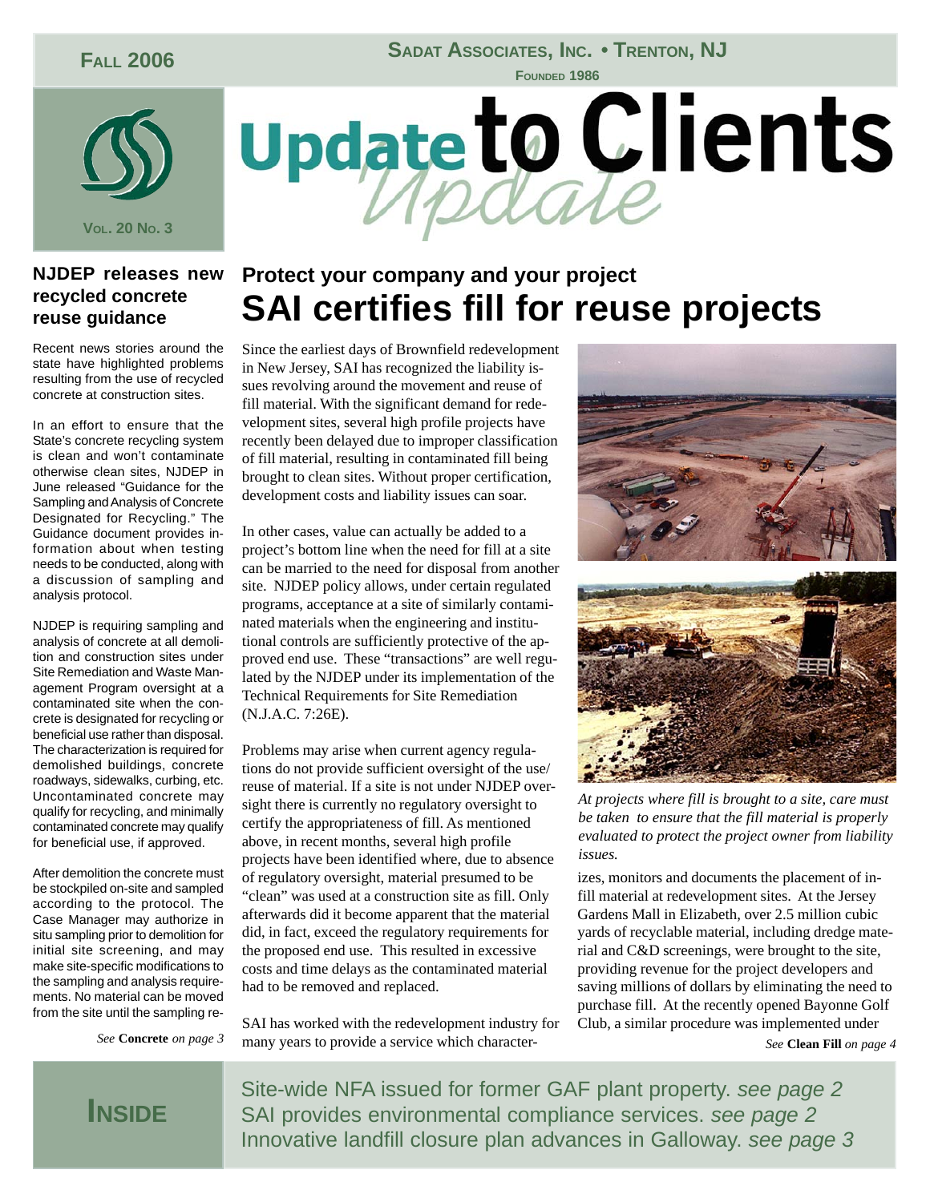**Fall 2006**

**Sadat Associates, Inc. • Trenton, NJ**

Founded 1986

Vol. 20 No. 3

# Update to Clients

## NJDEP releases new recycled concrete reuse guidance

Recent news stories around the state have highlighted problems resulting from the use of recycled concrete at construction sites.

In an effort to ensure that the State's concrete recycling system is clean and won't contaminate otherwise clean sites, NJDEP in June released "Guidance for the Sampling and Analysis of Concrete Designated for Recycling." The Guidance document provides information about when testing needs to be conducted, along with a discussion of sampling and analysis protocol.

NJDEP is requiring sampling and analysis of concrete at all demolition and construction sites under Site Remediation and Waste Management Program oversight at a contaminated site when the concrete is designated for recycling or beneficial use rather than disposal. The characterization is required for demolished buildings, concrete roadways, sidewalks, curbing, etc. Uncontaminated concrete may qualify for recycling, and minimally contaminated concrete may qualify for beneficial use, if approved.

After demolition the concrete must be stockpiled on-site and sampled according to the protocol. The Case Manager may authorize in situ sampling prior to demolition for initial site screening, and may make site-specific modifications to the sampling and analysis requirements. No material can be moved from the site until the sampling re-

*See* **Concrete** *on page 3*

## Protect your company and your project

# SAI certifies fill for reuse projects

Since the earliest days of Brownfield redevelopment in New Jersey, SAI has recognized the liability issues revolving around the movement and reuse of fill material. With the significant demand for redevelopment sites, several high profile projects have recently been delayed due to improper classification of fill material, resulting in contaminated fill being brought to clean sites. Without proper certification, development costs and liability issues can soar.

In other cases, value can actually be added to a project's bottom line when the need for fill at a site can be married to the need for disposal from another site. NJDEP policy allows, under certain regulated programs, acceptance at a site of similarly contaminated materials when the engineering and institutional controls are sufficiently protective of the approved end use. These "transactions" are well regulated by the NJDEP under its implementation of the Technical Requirements for Site Remediation (N.J.A.C. 7:26E).

Problems may arise when current agency regulations do not provide sufficient oversight of the use/reuse of material. If a site is not under NJDEP oversight there is currently no regulatory oversight to certify the appropriateness of fill. As mentioned above, in recent months, several high profile projects have been identified where, due to absence of regulatory oversight, material presumed to be "clean" was used at a construction site as fill. Only afterwards did it become apparent that the material did, in fact, exceed the regulatory requirements for the proposed end use. This resulted in excessive costs and time delays as the contaminated material had to be removed and replaced.

SAI has worked with the redevelopment industry for many years to provide a service which characterizes, monitors and documents the placement of in-fill material at redevelopment sites. At the Jersey Gardens Mall in Elizabeth, over 2.5 million cubic yards of recyclable material, including dredge material and C&D screenings, were brought to the site, providing revenue for the project developers and saving millions of dollars by eliminating the need to purchase fill. At the recently opened Bayonne Golf Club, a similar procedure was implemented under

*See* **Clean Fill** *on page 4*

*At projects where fill is brought to a site, care must be taken to ensure that the fill material is properly evaluated to protect the project owner from liability issues.*

## Inside

Site-wide NFA issued for former GAF plant property. *see page 2*
SAI provides environmental compliance services. *see page 2*
Innovative landfill closure plan advances in Galloway. *see page 3*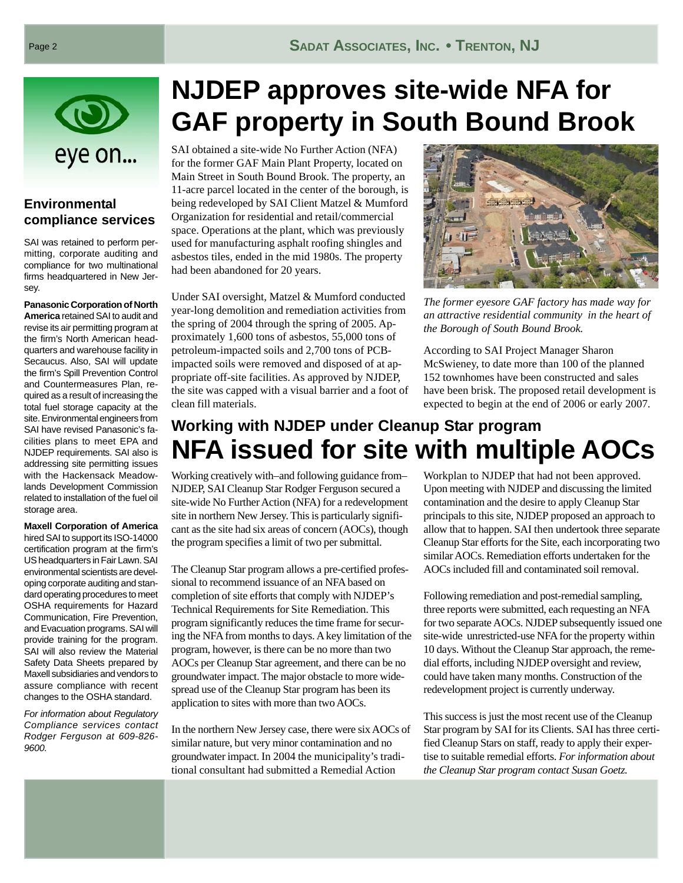eye on...

## Environmental compliance services

SAI was retained to perform permitting, corporate auditing and compliance for two multinational firms headquartered in New Jersey.

**Panasonic Corporation of North America** retained SAI to audit and revise its air permitting program at the firm's North American headquarters and warehouse facility in Secaucus. Also, SAI will update the firm's Spill Prevention Control and Countermeasures Plan, required as a result of increasing the total fuel storage capacity at the site. Environmental engineers from SAI have revised Panasonic's facilities plans to meet EPA and NJDEP requirements. SAI also is addressing site permitting issues with the Hackensack Meadowlands Development Commission related to installation of the fuel oil storage area.

**Maxell Corporation of America** hired SAI to support its ISO-14000 certification program at the firm's US headquarters in Fair Lawn. SAI environmental scientists are developing corporate auditing and standard operating procedures to meet OSHA requirements for Hazard Communication, Fire Prevention, and Evacuation programs. SAI will provide training for the program. SAI will also review the Material Safety Data Sheets prepared by Maxell subsidiaries and vendors to assure compliance with recent changes to the OSHA standard.

*For information about Regulatory Compliance services contact Rodger Ferguson at 609-826-9600.*

# NJDEP approves site-wide NFA for GAF property in South Bound Brook

SAI obtained a site-wide No Further Action (NFA) for the former GAF Main Plant Property, located on Main Street in South Bound Brook. The property, an 11-acre parcel located in the center of the borough, is being redeveloped by SAI Client Matzel & Mumford Organization for residential and retail/commercial space. Operations at the plant, which was previously used for manufacturing asphalt roofing shingles and asbestos tiles, ended in the mid 1980s. The property had been abandoned for 20 years.

Under SAI oversight, Matzel & Mumford conducted year-long demolition and remediation activities from the spring of 2004 through the spring of 2005. Approximately 1,600 tons of asbestos, 55,000 tons of petroleum-impacted soils and 2,700 tons of PCB-impacted soils were removed and disposed of at appropriate off-site facilities. As approved by NJDEP, the site was capped with a visual barrier and a foot of clean fill materials.

*The former eyesore GAF factory has made way for an attractive residential community in the heart of the Borough of South Bound Brook.*

According to SAI Project Manager Sharon McSwieney, to date more than 100 of the planned 152 townhomes have been constructed and sales have been brisk. The proposed retail development is expected to begin at the end of 2006 or early 2007.

## Working with NJDEP under Cleanup Star program

# NFA issued for site with multiple AOCs

Working creatively with–and following guidance from–NJDEP, SAI Cleanup Star Rodger Ferguson secured a site-wide No Further Action (NFA) for a redevelopment site in northern New Jersey. This is particularly significant as the site had six areas of concern (AOCs), though the program specifies a limit of two per submittal.

The Cleanup Star program allows a pre-certified professional to recommend issuance of an NFA based on completion of site efforts that comply with NJDEP's Technical Requirements for Site Remediation. This program significantly reduces the time frame for securing the NFA from months to days. A key limitation of the program, however, is there can be no more than two AOCs per Cleanup Star agreement, and there can be no groundwater impact. The major obstacle to more widespread use of the Cleanup Star program has been its application to sites with more than two AOCs.

In the northern New Jersey case, there were six AOCs of similar nature, but very minor contamination and no groundwater impact. In 2004 the municipality's traditional consultant had submitted a Remedial Action Workplan to NJDEP that had not been approved. Upon meeting with NJDEP and discussing the limited contamination and the desire to apply Cleanup Star principals to this site, NJDEP proposed an approach to allow that to happen. SAI then undertook three separate Cleanup Star efforts for the Site, each incorporating two similar AOCs. Remediation efforts undertaken for the AOCs included fill and contaminated soil removal.

Following remediation and post-remedial sampling, three reports were submitted, each requesting an NFA for two separate AOCs. NJDEP subsequently issued one site-wide unrestricted-use NFA for the property within 10 days. Without the Cleanup Star approach, the remedial efforts, including NJDEP oversight and review, could have taken many months. Construction of the redevelopment project is currently underway.

This success is just the most recent use of the Cleanup Star program by SAI for its Clients. SAI has three certified Cleanup Stars on staff, ready to apply their expertise to suitable remedial efforts. *For information about the Cleanup Star program contact Susan Goetz.*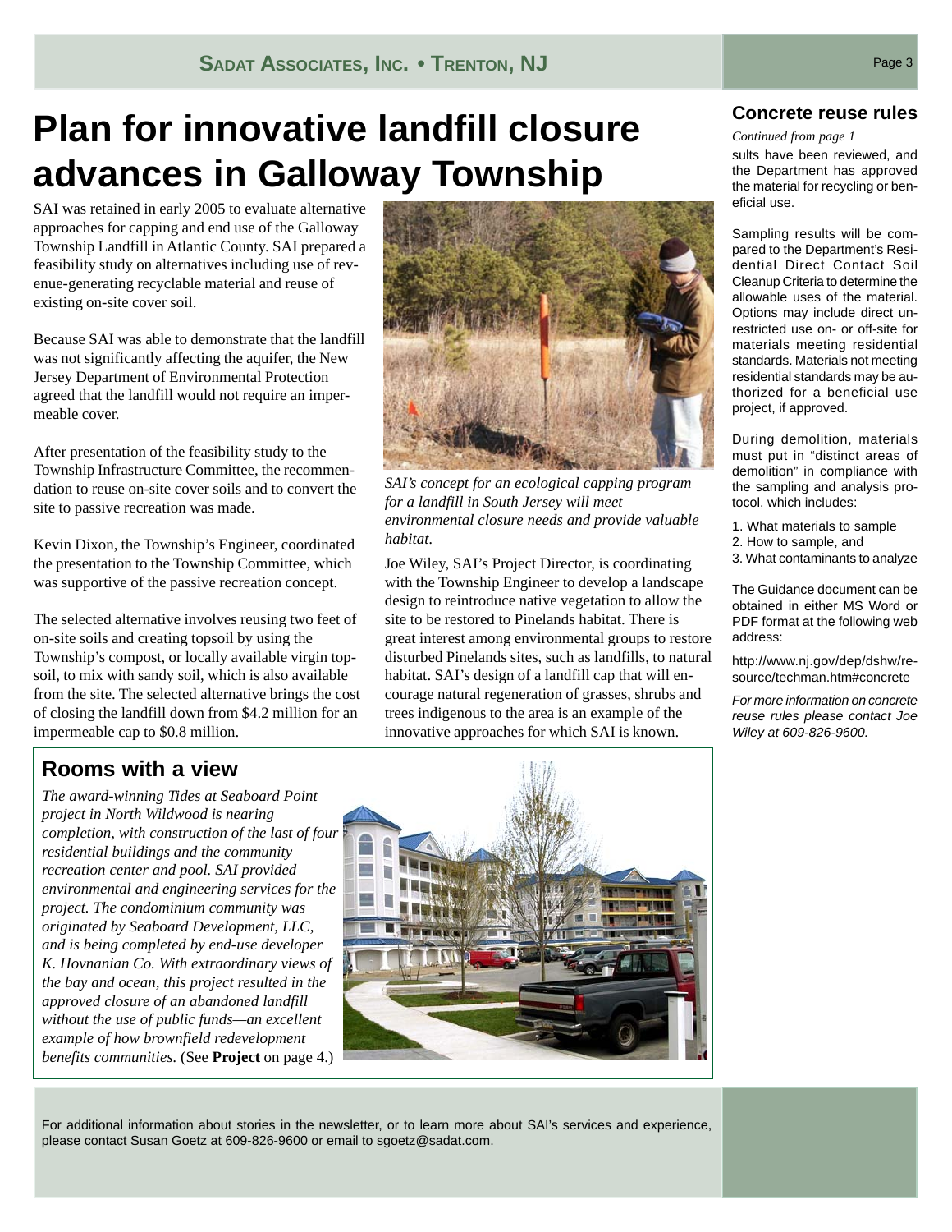# Plan for innovative landfill closure advances in Galloway Township

SAI was retained in early 2005 to evaluate alternative approaches for capping and end use of the Galloway Township Landfill in Atlantic County. SAI prepared a feasibility study on alternatives including use of revenue-generating recyclable material and reuse of existing on-site cover soil.

Because SAI was able to demonstrate that the landfill was not significantly affecting the aquifer, the New Jersey Department of Environmental Protection agreed that the landfill would not require an impermeable cover.

After presentation of the feasibility study to the Township Infrastructure Committee, the recommendation to reuse on-site cover soils and to convert the site to passive recreation was made.

Kevin Dixon, the Township's Engineer, coordinated the presentation to the Township Committee, which was supportive of the passive recreation concept.

The selected alternative involves reusing two feet of on-site soils and creating topsoil by using the Township's compost, or locally available virgin topsoil, to mix with sandy soil, which is also available from the site. The selected alternative brings the cost of closing the landfill down from $4.2 million for an impermeable cap to $0.8 million.

*SAI's concept for an ecological capping program for a landfill in South Jersey will meet environmental closure needs and provide valuable habitat.*

Joe Wiley, SAI's Project Director, is coordinating with the Township Engineer to develop a landscape design to reintroduce native vegetation to allow the site to be restored to Pinelands habitat. There is great interest among environmental groups to restore disturbed Pinelands sites, such as landfills, to natural habitat. SAI's design of a landfill cap that will encourage natural regeneration of grasses, shrubs and trees indigenous to the area is an example of the innovative approaches for which SAI is known.

## Rooms with a view

*The award-winning Tides at Seaboard Point project in North Wildwood is nearing completion, with construction of the last of four residential buildings and the community recreation center and pool. SAI provided environmental and engineering services for the project. The condominium community was originated by Seaboard Development, LLC, and is being completed by end-use developer K. Hovnanian Co. With extraordinary views of the bay and ocean, this project resulted in the approved closure of an abandoned landfill without the use of public funds—an excellent example of how brownfield redevelopment benefits communities.* (See **Project** on page 4.)

## Concrete reuse rules

*Continued from page 1*

sults have been reviewed, and the Department has approved the material for recycling or beneficial use.

Sampling results will be compared to the Department's Residential Direct Contact Soil Cleanup Criteria to determine the allowable uses of the material. Options may include direct unrestricted use on- or off-site for materials meeting residential standards. Materials not meeting residential standards may be authorized for a beneficial use project, if approved.

During demolition, materials must put in "distinct areas of demolition" in compliance with the sampling and analysis protocol, which includes:

1. What materials to sample
2. How to sample, and
3. What contaminants to analyze

The Guidance document can be obtained in either MS Word or PDF format at the following web address:

http://www.nj.gov/dep/dshw/resource/techman.htm#concrete

*For more information on concrete reuse rules please contact Joe Wiley at 609-826-9600.*

For additional information about stories in the newsletter, or to learn more about SAI's services and experience, please contact Susan Goetz at 609-826-9600 or email to sgoetz@sadat.com.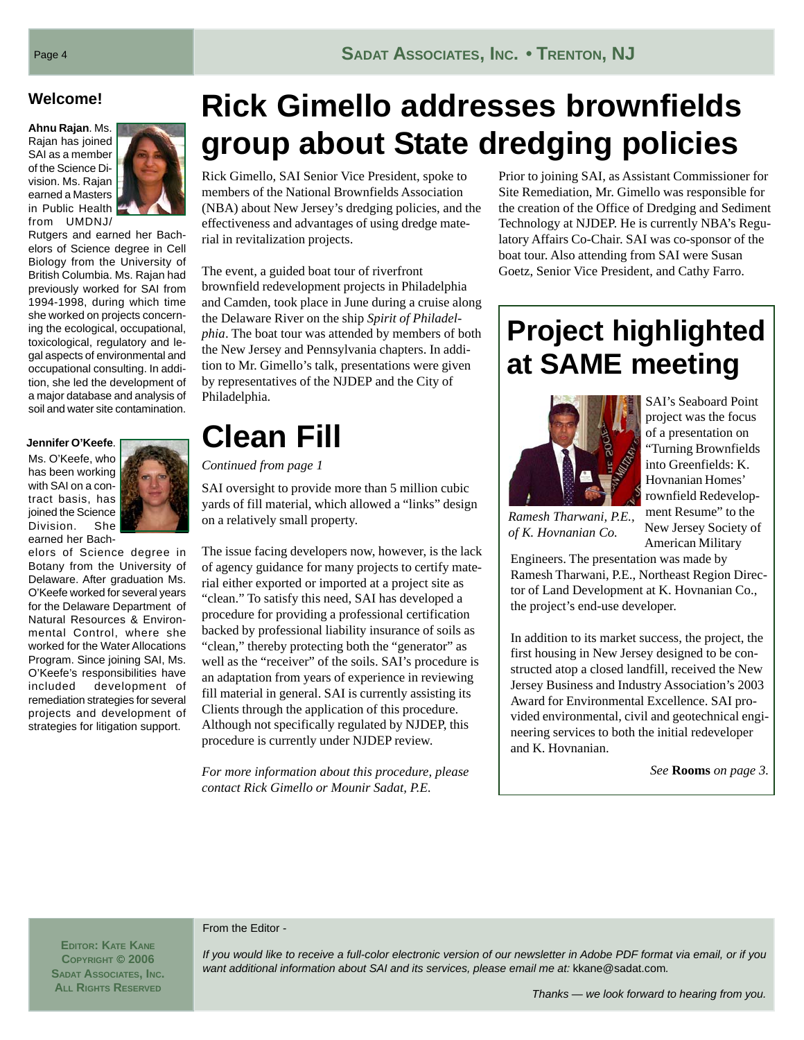## Welcome!

**Ahnu Rajan**. Ms. Rajan has joined SAI as a member of the Science Division. Ms. Rajan earned a Masters in Public Health from UMDNJ/ Rutgers and earned her Bachelors of Science degree in Cell Biology from the University of British Columbia. Ms. Rajan had previously worked for SAI from 1994-1998, during which time she worked on projects concerning the ecological, occupational, toxicological, regulatory and legal aspects of environmental and occupational consulting. In addition, she led the development of a major database and analysis of soil and water site contamination.

**Jennifer O'Keefe**. Ms. O'Keefe, who has been working with SAI on a contract basis, has joined the Science Division. She earned her Bachelors of Science degree in Botany from the University of Delaware. After graduation Ms. O'Keefe worked for several years for the Delaware Department of Natural Resources & Environmental Control, where she worked for the Water Allocations Program. Since joining SAI, Ms. O'Keefe's responsibilities have included development of remediation strategies for several projects and development of strategies for litigation support.

# Rick Gimello addresses brownfields group about State dredging policies

Rick Gimello, SAI Senior Vice President, spoke to members of the National Brownfields Association (NBA) about New Jersey's dredging policies, and the effectiveness and advantages of using dredge material in revitalization projects.

The event, a guided boat tour of riverfront brownfield redevelopment projects in Philadelphia and Camden, took place in June during a cruise along the Delaware River on the ship *Spirit of Philadelphia*. The boat tour was attended by members of both the New Jersey and Pennsylvania chapters. In addition to Mr. Gimello's talk, presentations were given by representatives of the NJDEP and the City of Philadelphia.

Prior to joining SAI, as Assistant Commissioner for Site Remediation, Mr. Gimello was responsible for the creation of the Office of Dredging and Sediment Technology at NJDEP. He is currently NBA's Regulatory Affairs Co-Chair. SAI was co-sponsor of the boat tour. Also attending from SAI were Susan Goetz, Senior Vice President, and Cathy Farro.

# Clean Fill

*Continued from page 1*

SAI oversight to provide more than 5 million cubic yards of fill material, which allowed a "links" design on a relatively small property.

The issue facing developers now, however, is the lack of agency guidance for many projects to certify material either exported or imported at a project site as "clean." To satisfy this need, SAI has developed a procedure for providing a professional certification backed by professional liability insurance of soils as "clean," thereby protecting both the "generator" as well as the "receiver" of the soils. SAI's procedure is an adaptation from years of experience in reviewing fill material in general. SAI is currently assisting its Clients through the application of this procedure. Although not specifically regulated by NJDEP, this procedure is currently under NJDEP review.

*For more information about this procedure, please contact Rick Gimello or Mounir Sadat, P.E.*

# Project highlighted at SAME meeting

*Ramesh Tharwani, P.E., of K. Hovnanian Co.*

SAI's Seaboard Point project was the focus of a presentation on "Turning Brownfields into Greenfields: K. Hovnanian Homes' rownfield Redevelopment Resume" to the New Jersey Society of American Military Engineers. The presentation was made by Ramesh Tharwani, P.E., Northeast Region Director of Land Development at K. Hovnanian Co., the project's end-use developer.

In addition to its market success, the project, the first housing in New Jersey designed to be constructed atop a closed landfill, received the New Jersey Business and Industry Association's 2003 Award for Environmental Excellence. SAI provided environmental, civil and geotechnical engineering services to both the initial redeveloper and K. Hovnanian.

*See* **Rooms** *on page 3.*

---

Editor: Kate Kane
Copyright © 2006
Sadat Associates, Inc.
All Rights Reserved

From the Editor -

*If you would like to receive a full-color electronic version of our newsletter in Adobe PDF format via email, or if you want additional information about SAI and its services, please email me at:* kkane@sadat.com.

*Thanks — we look forward to hearing from you.*